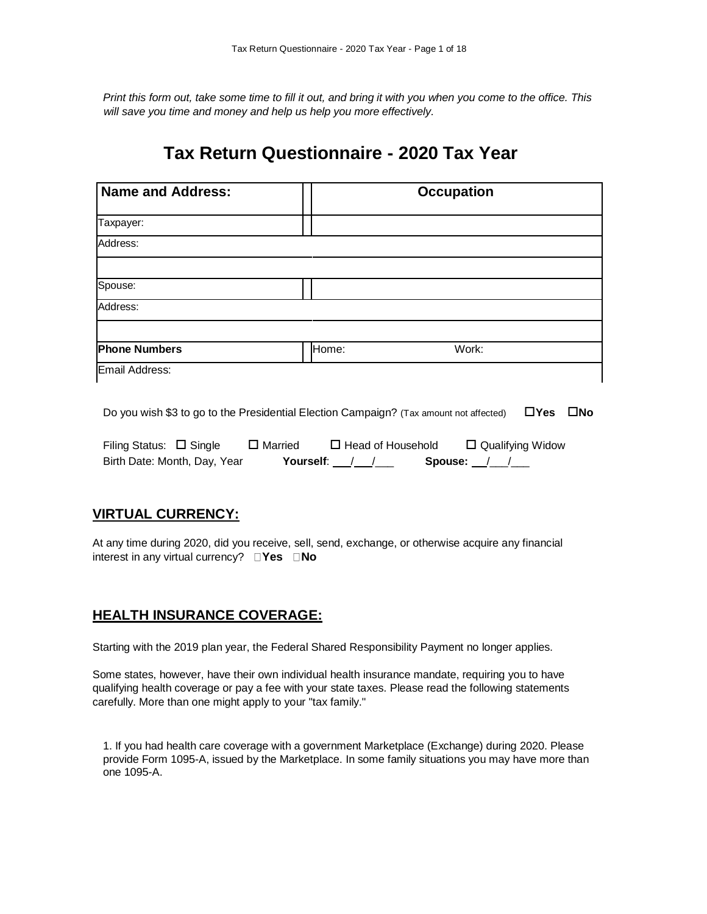*Print this form out, take some time to fill it out, and bring it with you when you come to the office. This will save you time and money and help us help you more effectively.*

# Tax Return Questionnaire - 2020 Tax Year

| Name and Address: | Occupation |
|---|---|
| Taxpayer: | |
| Address: | |
| | |
| Spouse: | |
| Address: | |
| | |
| **Phone Numbers** | Home: Work: |
| Email Address: | |

Do you wish $3 to go to the Presidential Election Campaign? (Tax amount not affected) ☐ **Yes** ☐ **No**

Filing Status: ☐ Single ☐ Married ☐ Head of Household ☐ Qualifying Widow

Birth Date: Month, Day, Year **Yourself**: ___/___/___ **Spouse:** ___/___/___

## VIRTUAL CURRENCY:

At any time during 2020, did you receive, sell, send, exchange, or otherwise acquire any financial interest in any virtual currency? ☐ **Yes** ☐ **No**

## HEALTH INSURANCE COVERAGE:

Starting with the 2019 plan year, the Federal Shared Responsibility Payment no longer applies.

Some states, however, have their own individual health insurance mandate, requiring you to have qualifying health coverage or pay a fee with your state taxes. Please read the following statements carefully. More than one might apply to your "tax family."

1. If you had health care coverage with a government Marketplace (Exchange) during 2020. Please provide Form 1095-A, issued by the Marketplace. In some family situations you may have more than one 1095-A.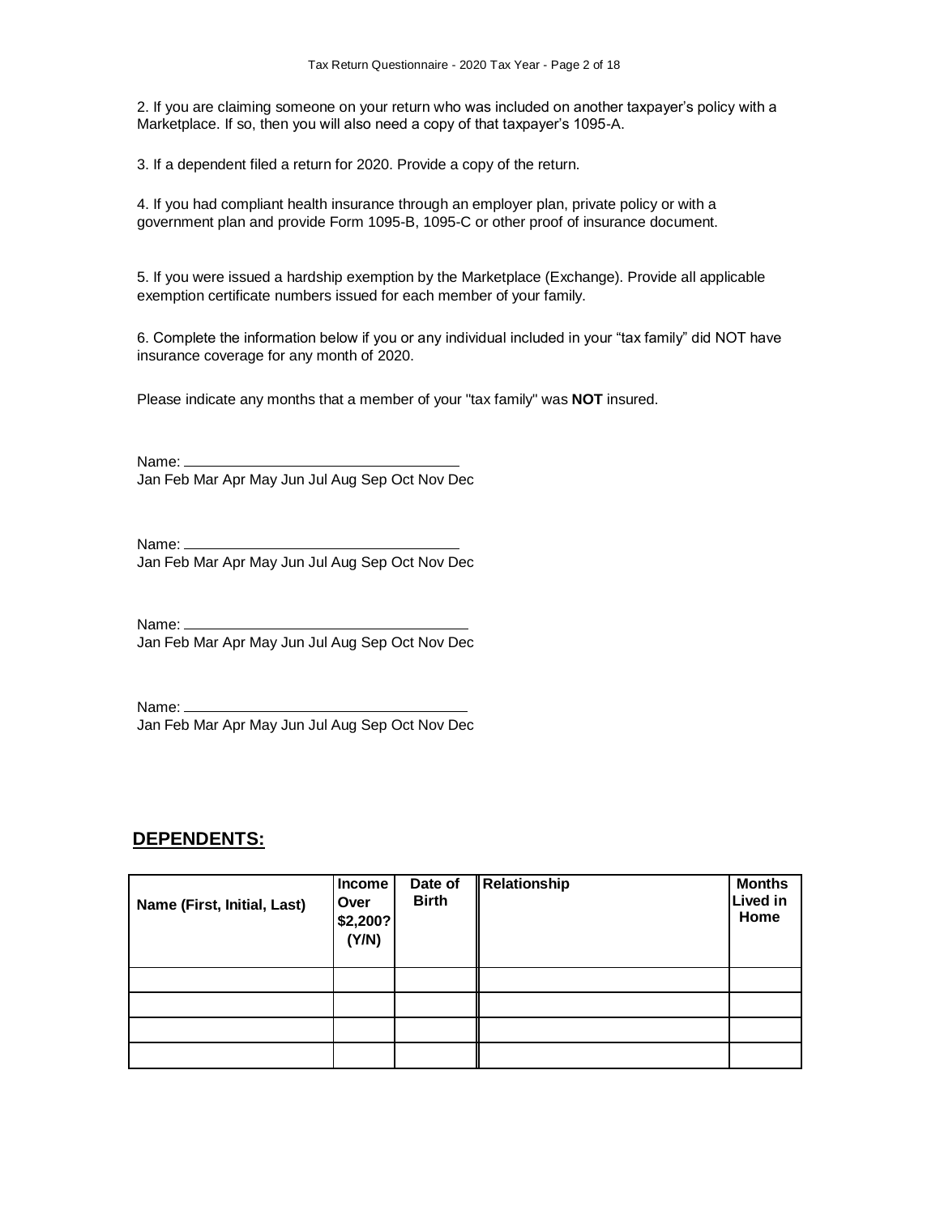2. If you are claiming someone on your return who was included on another taxpayer's policy with a Marketplace. If so, then you will also need a copy of that taxpayer's 1095-A.

3. If a dependent filed a return for 2020. Provide a copy of the return.

4. If you had compliant health insurance through an employer plan, private policy or with a government plan and provide Form 1095-B, 1095-C or other proof of insurance document.

5. If you were issued a hardship exemption by the Marketplace (Exchange). Provide all applicable exemption certificate numbers issued for each member of your family.

6. Complete the information below if you or any individual included in your "tax family" did NOT have insurance coverage for any month of 2020.

Please indicate any months that a member of your "tax family" was **NOT** insured.

Name: ___________________________________
Jan Feb Mar Apr May Jun Jul Aug Sep Oct Nov Dec

Name: ___________________________________
Jan Feb Mar Apr May Jun Jul Aug Sep Oct Nov Dec

Name: ___________________________________
Jan Feb Mar Apr May Jun Jul Aug Sep Oct Nov Dec

Name: ___________________________________
Jan Feb Mar Apr May Jun Jul Aug Sep Oct Nov Dec

## DEPENDENTS:

| Name (First, Initial, Last) | Income Over $2,200? (Y/N) | Date of Birth | Relationship | Months Lived in Home |
|---|---|---|---|---|
| | | | | |
| | | | | |
| | | | | |
| | | | | |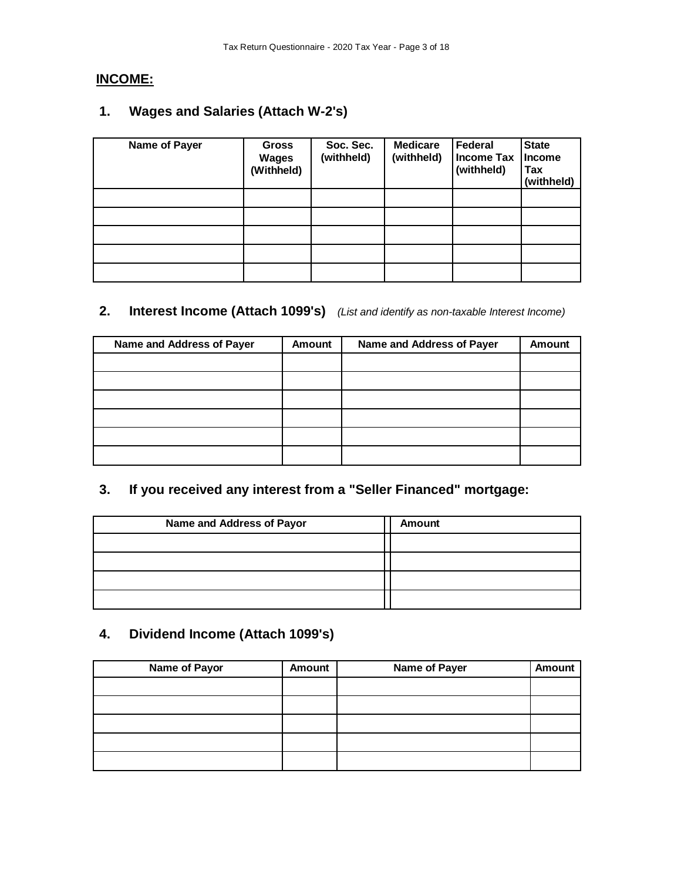## INCOME:

### 1. Wages and Salaries (Attach W-2's)

| Name of Payer | Gross Wages (Withheld) | Soc. Sec. (withheld) | Medicare (withheld) | Federal Income Tax (withheld) | State Income Tax (withheld) |
|---|---|---|---|---|---|
| | | | | | |
| | | | | | |
| | | | | | |
| | | | | | |
| | | | | | |

### 2. Interest Income (Attach 1099's) *(List and identify as non-taxable Interest Income)*

| Name and Address of Payer | Amount | Name and Address of Payer | Amount |
|---|---|---|---|
| | | | |
| | | | |
| | | | |
| | | | |
| | | | |
| | | | |

### 3. If you received any interest from a "Seller Financed" mortgage:

| Name and Address of Payor | Amount |
|---|---|
| | |
| | |
| | |
| | |

### 4. Dividend Income (Attach 1099's)

| Name of Payor | Amount | Name of Payer | Amount |
|---|---|---|---|
| | | | |
| | | | |
| | | | |
| | | | |
| | | | |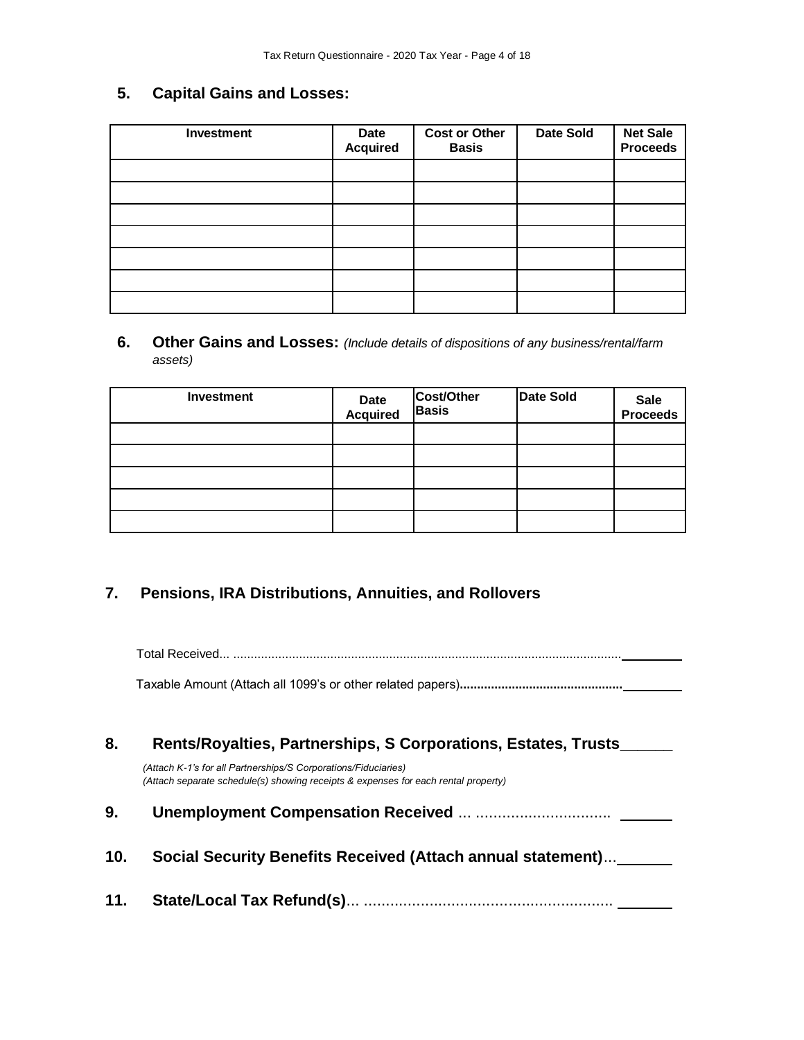## 5. Capital Gains and Losses:

| Investment | Date Acquired | Cost or Other Basis | Date Sold | Net Sale Proceeds |
|---|---|---|---|---|
| | | | | |
| | | | | |
| | | | | |
| | | | | |
| | | | | |
| | | | | |
| | | | | |

## 6. Other Gains and Losses: *(Include details of dispositions of any business/rental/farm assets)*

| Investment | Date Acquired | Cost/Other Basis | Date Sold | Sale Proceeds |
|---|---|---|---|---|
| | | | | |
| | | | | |
| | | | | |
| | | | | |
| | | | | |

## 7. Pensions, IRA Distributions, Annuities, and Rollovers

Total Received... ............................................................................................................... ________

Taxable Amount (Attach all 1099's or other related papers).............................................. ________

## 8. Rents/Royalties, Partnerships, S Corporations, Estates, Trusts______

*(Attach K-1's for all Partnerships/S Corporations/Fiduciaries)*
*(Attach separate schedule(s) showing receipts & expenses for each rental property)*

## 9. Unemployment Compensation Received ... ............................... ______

## 10. Social Security Benefits Received (Attach annual statement)...______

## 11. State/Local Tax Refund(s)... ......................................................... ______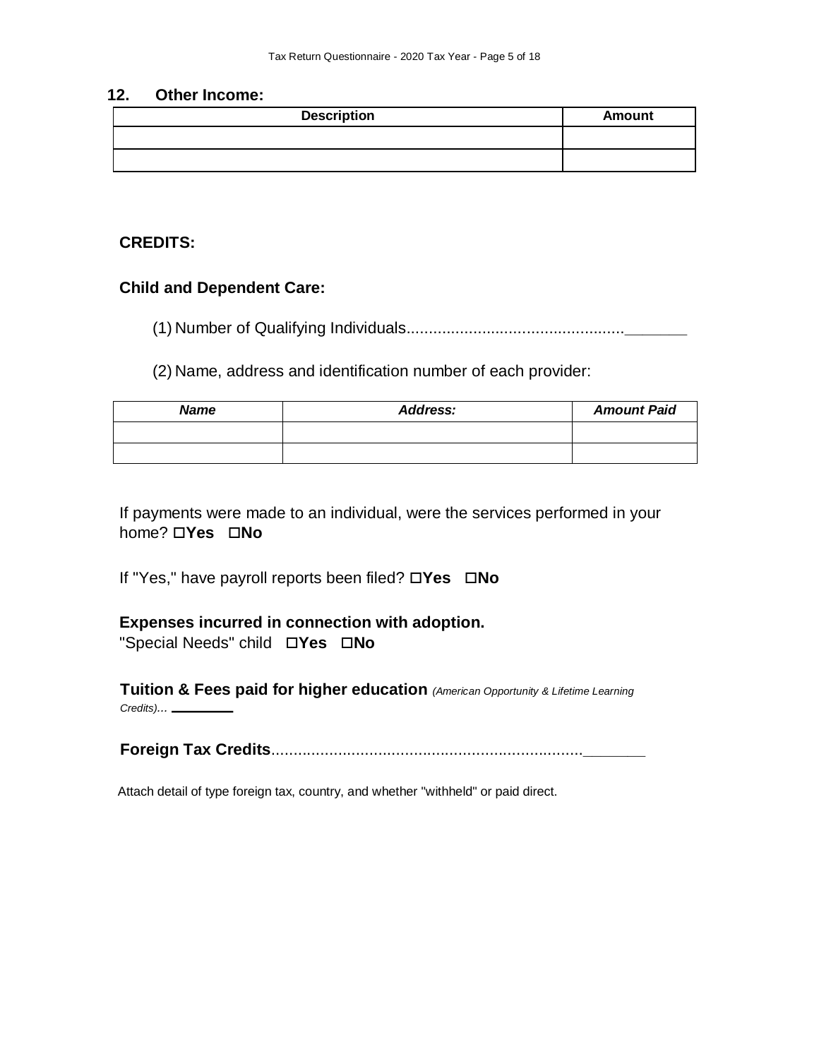## 12. Other Income:

| Description | Amount |
|---|---|
| | |
| | |

### CREDITS:

### Child and Dependent Care:

(1) Number of Qualifying Individuals................................................_______

(2) Name, address and identification number of each provider:

| *Name* | *Address:* | *Amount Paid* |
|---|---|---|
| | | |
| | | |

If payments were made to an individual, were the services performed in your home? ☐**Yes** ☐**No**

If "Yes," have payroll reports been filed? ☐**Yes** ☐**No**

**Expenses incurred in connection with adoption.**
"Special Needs" child ☐**Yes** ☐**No**

**Tuition & Fees paid for higher education** *(American Opportunity & Lifetime Learning Credits)...* ________

**Foreign Tax Credits**....................................................................._______

Attach detail of type foreign tax, country, and whether "withheld" or paid direct.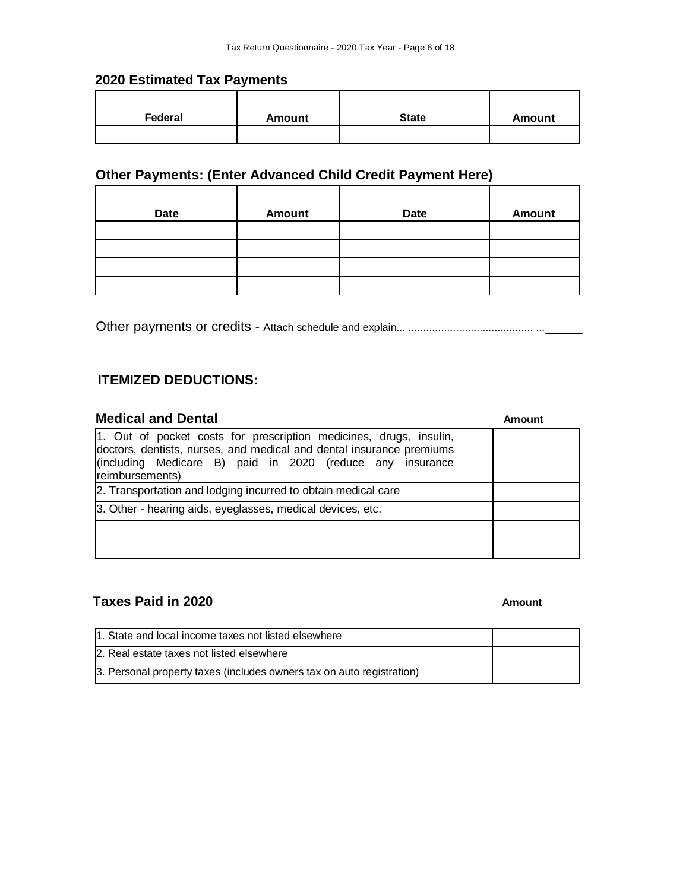## 2020 Estimated Tax Payments

| Federal | Amount | State | Amount |
|---|---|---|---|
| | | | |

## Other Payments: (Enter Advanced Child Credit Payment Here)

| Date | Amount | Date | Amount |
|---|---|---|---|
| | | | |
| | | | |
| | | | |
| | | | |

Other payments or credits - Attach schedule and explain... .......................................... ...______

## ITEMIZED DEDUCTIONS:

### Medical and Dental

| | Amount |
|---|---|
| 1. Out of pocket costs for prescription medicines, drugs, insulin, doctors, dentists, nurses, and medical and dental insurance premiums (including Medicare B) paid in 2020 (reduce any insurance reimbursements) | |
| 2. Transportation and lodging incurred to obtain medical care | |
| 3. Other - hearing aids, eyeglasses, medical devices, etc. | |
| | |
| | |

### Taxes Paid in 2020

| | Amount |
|---|---|
| 1. State and local income taxes not listed elsewhere | |
| 2. Real estate taxes not listed elsewhere | |
| 3. Personal property taxes (includes owners tax on auto registration) | |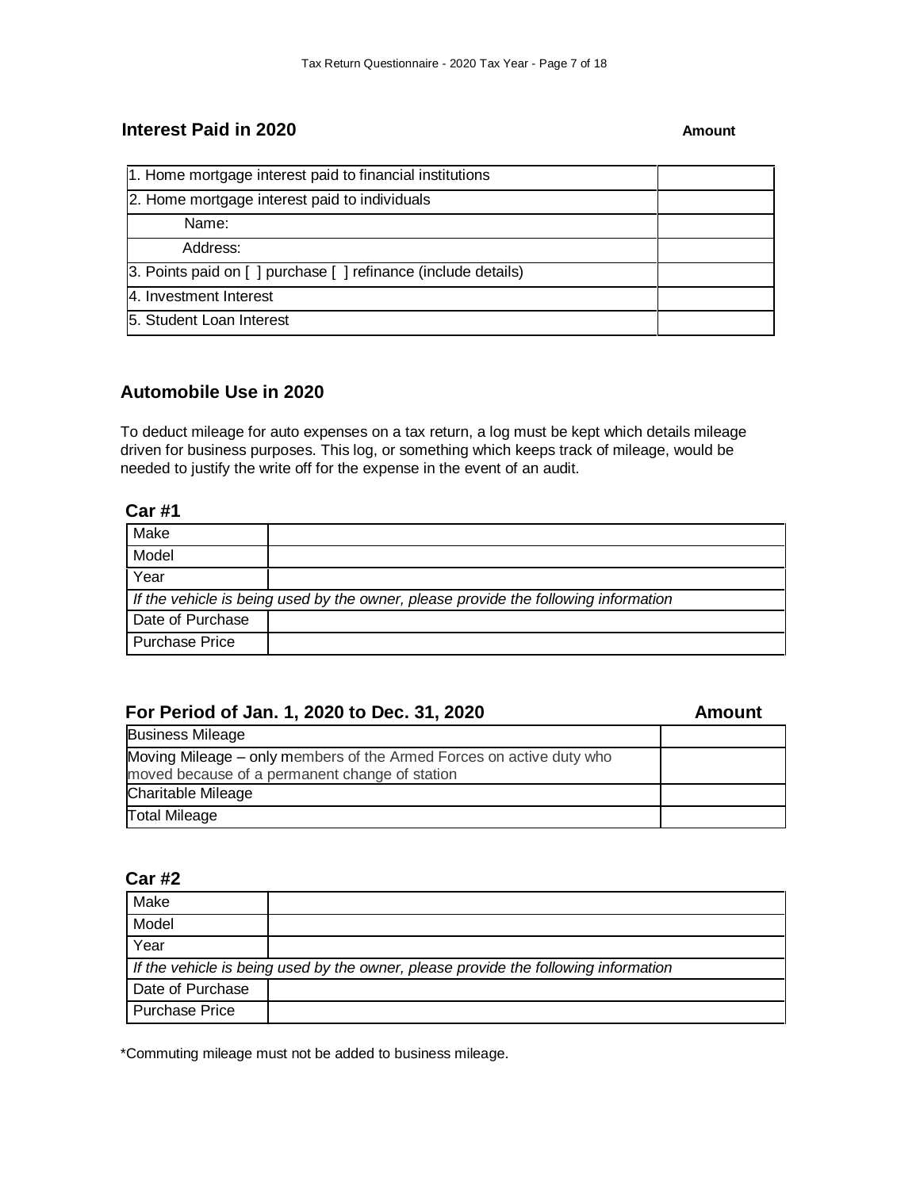## Interest Paid in 2020

| | Amount |
|---|---|
| 1. Home mortgage interest paid to financial institutions | |
| 2. Home mortgage interest paid to individuals | |
| Name: | |
| Address: | |
| 3. Points paid on [ ] purchase [ ] refinance (include details) | |
| 4. Investment Interest | |
| 5. Student Loan Interest | |

## Automobile Use in 2020

To deduct mileage for auto expenses on a tax return, a log must be kept which details mileage driven for business purposes. This log, or something which keeps track of mileage, would be needed to justify the write off for the expense in the event of an audit.

### Car #1

| | |
|---|---|
| Make | |
| Model | |
| Year | |
| *If the vehicle is being used by the owner, please provide the following information* | |
| Date of Purchase | |
| Purchase Price | |

| For Period of Jan. 1, 2020 to Dec. 31, 2020 | Amount |
|---|---|
| Business Mileage | |
| Moving Mileage – only members of the Armed Forces on active duty who moved because of a permanent change of station | |
| Charitable Mileage | |
| Total Mileage | |

### Car #2

| | |
|---|---|
| Make | |
| Model | |
| Year | |
| *If the vehicle is being used by the owner, please provide the following information* | |
| Date of Purchase | |
| Purchase Price | |

*Commuting mileage must not be added to business mileage.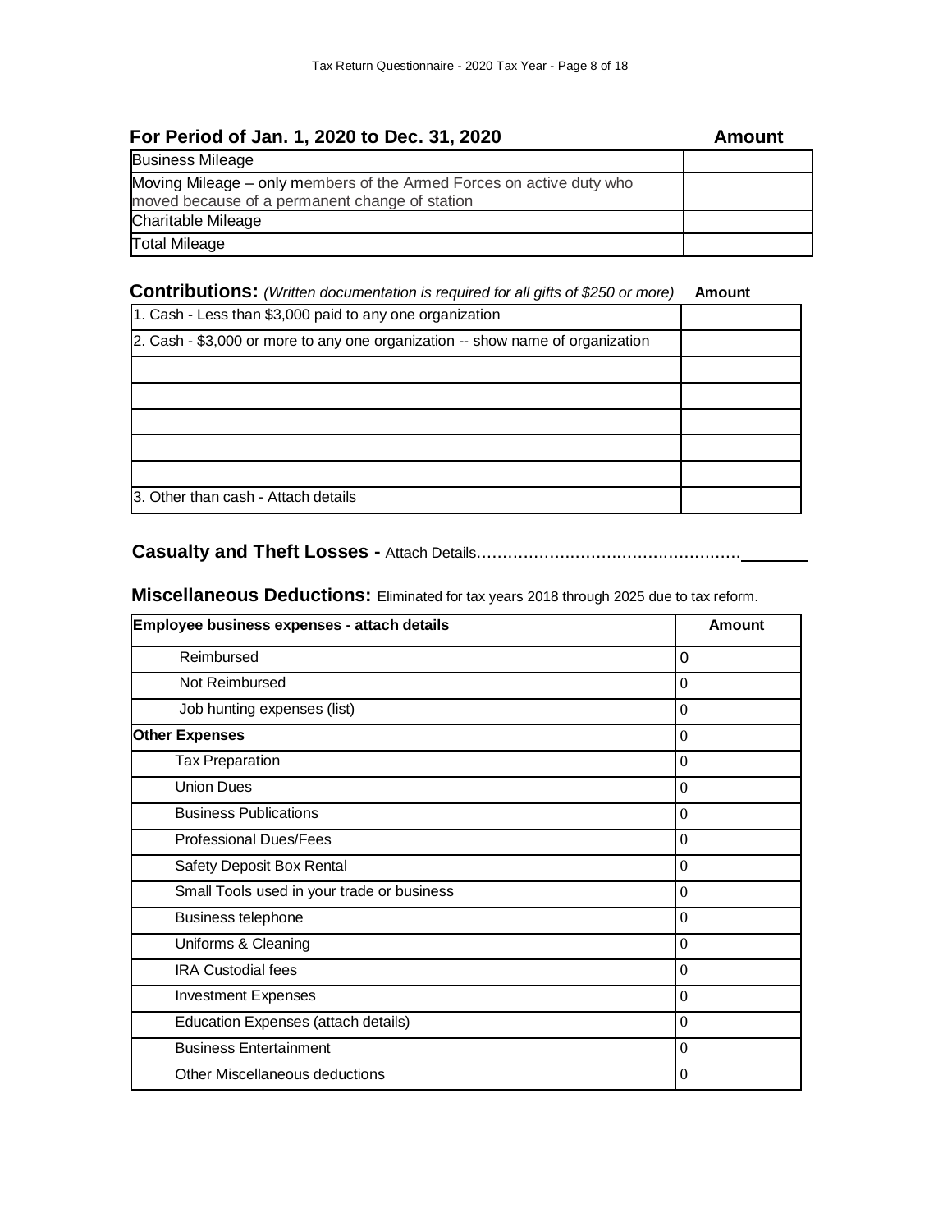| For Period of Jan. 1, 2020 to Dec. 31, 2020 | Amount |
|---|---|
| Business Mileage | |
| Moving Mileage – only members of the Armed Forces on active duty who moved because of a permanent change of station | |
| Charitable Mileage | |
| Total Mileage | |

| **Contributions:** *(Written documentation is required for all gifts of $250 or more)* | Amount |
|---|---|
| 1. Cash - Less than $3,000 paid to any one organization | |
| 2. Cash - $3,000 or more to any one organization -- show name of organization | |
| | |
| | |
| | |
| | |
| | |
| 3. Other than cash - Attach details | |

**Casualty and Theft Losses -** Attach Details……………………………………………_______

**Miscellaneous Deductions:** Eliminated for tax years 2018 through 2025 due to tax reform.

| Employee business expenses - attach details | Amount |
|---|---|
| Reimbursed | 0 |
| Not Reimbursed | 0 |
| Job hunting expenses (list) | 0 |
| **Other Expenses** | 0 |
| Tax Preparation | 0 |
| Union Dues | 0 |
| Business Publications | 0 |
| Professional Dues/Fees | 0 |
| Safety Deposit Box Rental | 0 |
| Small Tools used in your trade or business | 0 |
| Business telephone | 0 |
| Uniforms & Cleaning | 0 |
| IRA Custodial fees | 0 |
| Investment Expenses | 0 |
| Education Expenses (attach details) | 0 |
| Business Entertainment | 0 |
| Other Miscellaneous deductions | 0 |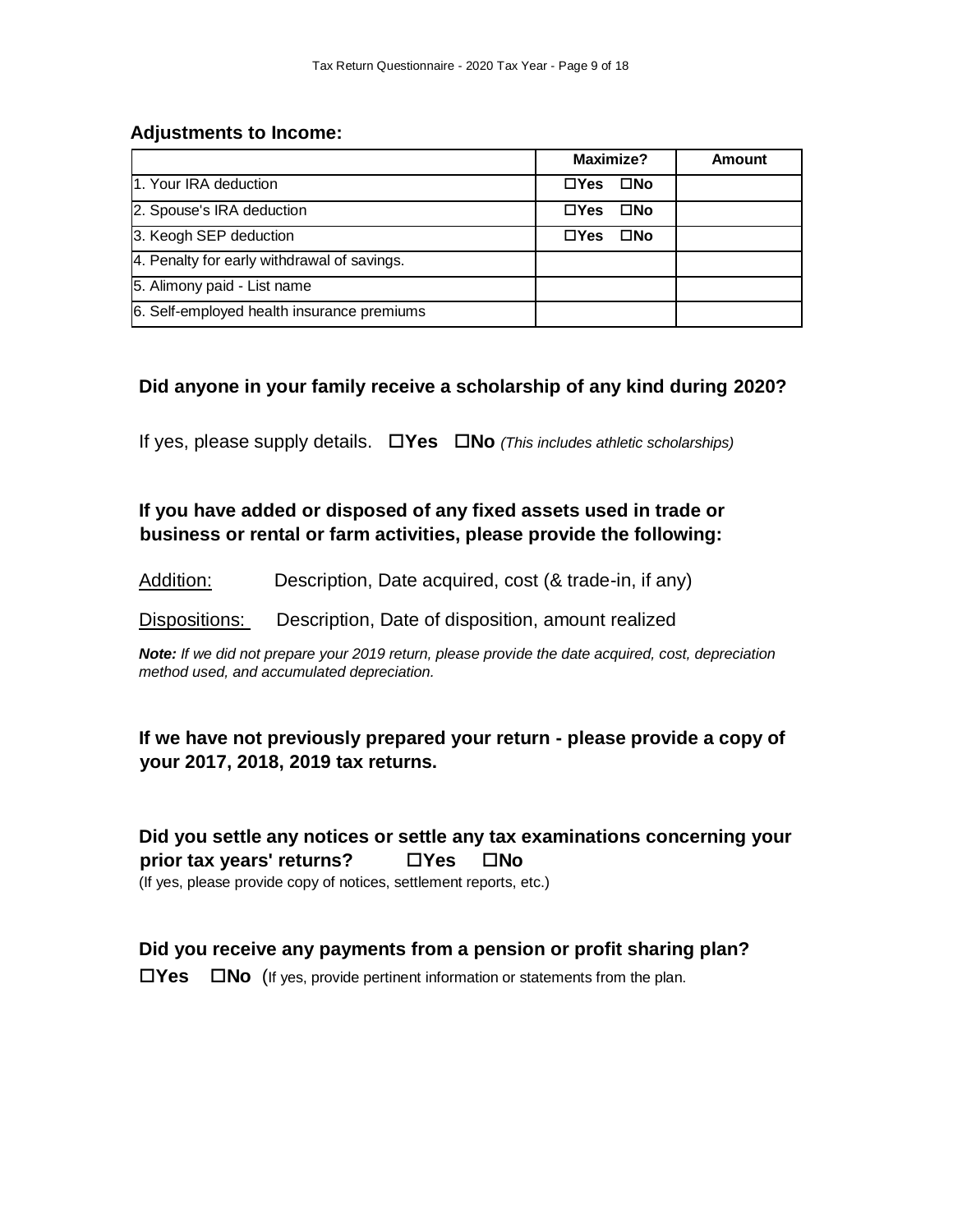## Adjustments to Income:

| | Maximize? | Amount |
|---|---|---|
| 1. Your IRA deduction | ☐Yes ☐No | |
| 2. Spouse's IRA deduction | ☐Yes ☐No | |
| 3. Keogh SEP deduction | ☐Yes ☐No | |
| 4. Penalty for early withdrawal of savings. | | |
| 5. Alimony paid - List name | | |
| 6. Self-employed health insurance premiums | | |

### Did anyone in your family receive a scholarship of any kind during 2020?

If yes, please supply details. **☐Yes ☐No** *(This includes athletic scholarships)*

### If you have added or disposed of any fixed assets used in trade or business or rental or farm activities, please provide the following:

Addition: Description, Date acquired, cost (& trade-in, if any)

Dispositions: Description, Date of disposition, amount realized

***Note:*** *If we did not prepare your 2019 return, please provide the date acquired, cost, depreciation method used, and accumulated depreciation.*

### If we have not previously prepared your return - please provide a copy of your 2017, 2018, 2019 tax returns.

### Did you settle any notices or settle any tax examinations concerning your prior tax years' returns? ☐Yes ☐No

(If yes, please provide copy of notices, settlement reports, etc.)

### Did you receive any payments from a pension or profit sharing plan?

**☐Yes ☐No** (If yes, provide pertinent information or statements from the plan.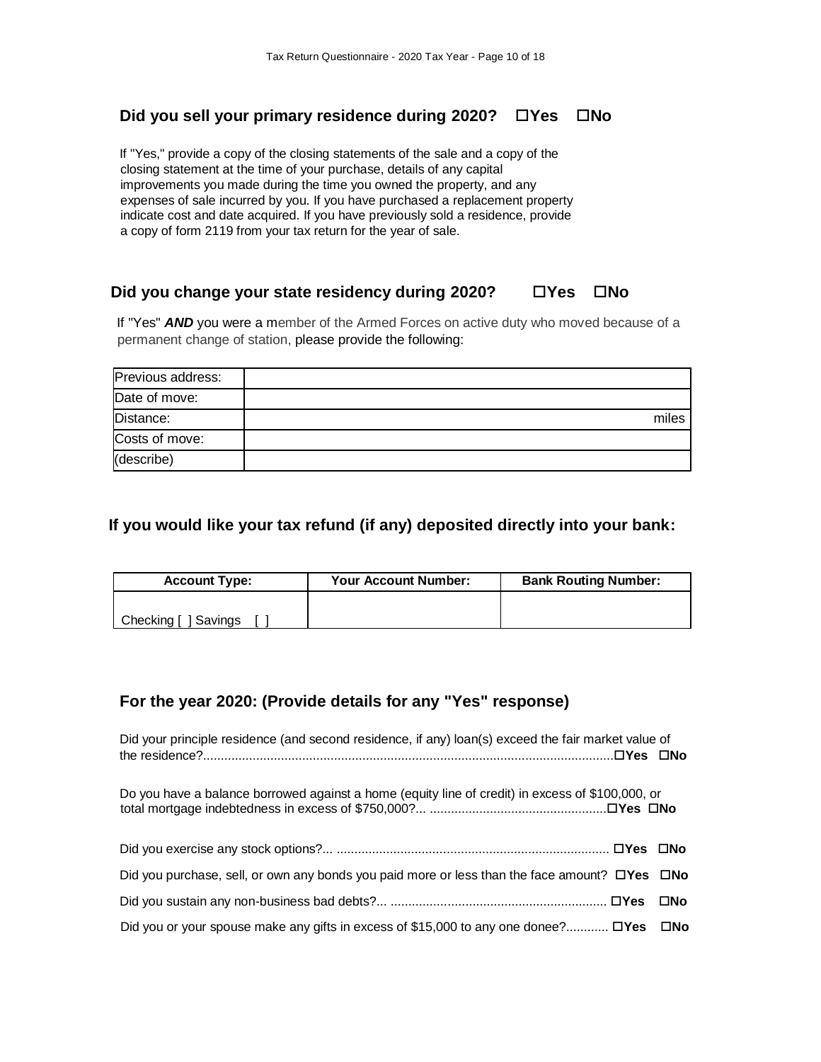### Did you sell your primary residence during 2020? ☐Yes ☐No

If "Yes," provide a copy of the closing statements of the sale and a copy of the closing statement at the time of your purchase, details of any capital improvements you made during the time you owned the property, and any expenses of sale incurred by you. If you have purchased a replacement property indicate cost and date acquired. If you have previously sold a residence, provide a copy of form 2119 from your tax return for the year of sale.

### Did you change your state residency during 2020? ☐Yes ☐No

If "Yes" ***AND*** you were a member of the Armed Forces on active duty who moved because of a permanent change of station, please provide the following:

| | |
|---|---|
| Previous address: | |
| Date of move: | |
| Distance: | miles |
| Costs of move: | |
| (describe) | |

### If you would like your tax refund (if any) deposited directly into your bank:

| Account Type: | Your Account Number: | Bank Routing Number: |
|---|---|---|
| Checking [ ] Savings [ ] | | |

### For the year 2020: (Provide details for any "Yes" response)

Did your principle residence (and second residence, if any) loan(s) exceed the fair market value of the residence?.................................................................................................................... ☐**Yes** ☐**No**

Do you have a balance borrowed against a home (equity line of credit) in excess of $100,000, or total mortgage indebtedness in excess of $750,000?... .................................................. ☐**Yes** ☐**No**

Did you exercise any stock options?... ............................................................................ ☐**Yes** ☐**No**

Did you purchase, sell, or own any bonds you paid more or less than the face amount? ☐**Yes** ☐**No**

Did you sustain any non-business bad debts?... ............................................................ ☐**Yes** ☐**No**

Did you or your spouse make any gifts in excess of $15,000 to any one donee?............ ☐**Yes** ☐**No**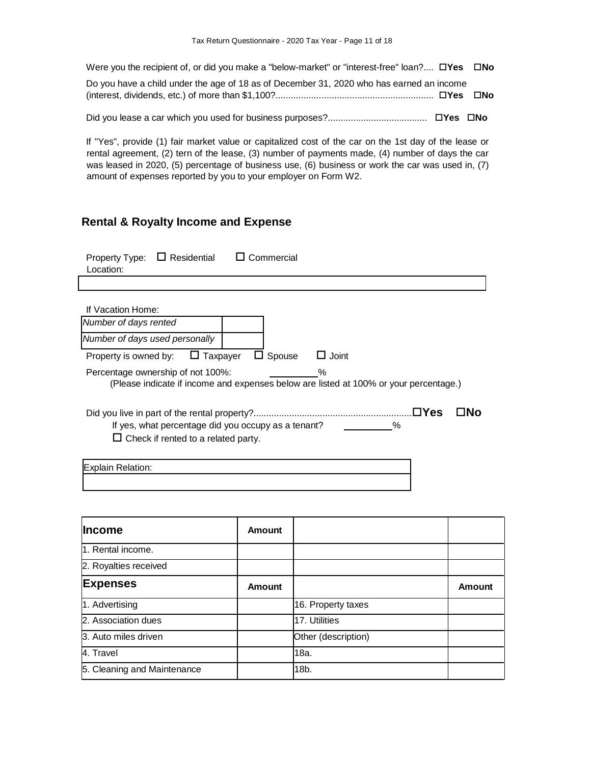Were you the recipient of, or did you make a "below-market" or "interest-free" loan?.... ☐**Yes** ☐**No**

Do you have a child under the age of 18 as of December 31, 2020 who has earned an income (interest, dividends, etc.) of more than $1,100?............................................................. ☐**Yes** ☐**No**

Did you lease a car which you used for business purposes?...................................... ☐**Yes** ☐**No**

If "Yes", provide (1) fair market value or capitalized cost of the car on the 1st day of the lease or rental agreement, (2) tern of the lease, (3) number of payments made, (4) number of days the car was leased in 2020, (5) percentage of business use, (6) business or work the car was used in, (7) amount of expenses reported by you to your employer on Form W2.

## Rental & Royalty Income and Expense

Property Type: ☐ Residential ☐ Commercial

Location:

| |
|---|
| |

If Vacation Home:

| | |
|---|---|
| *Number of days rented* | |
| *Number of days used personally* | |

Property is owned by: ☐ Taxpayer ☐ Spouse ☐ Joint

Percentage ownership of not 100%: _________%

(Please indicate if income and expenses below are listed at 100% or your percentage.)

Did you live in part of the rental property?............................................................ ☐**Yes** ☐**No**

If yes, what percentage did you occupy as a tenant? _________%

☐ Check if rented to a related party.

| Explain Relation: |
|---|
| |

| **Income** | **Amount** | | |
|---|---|---|---|
| 1. Rental income. | | | |
| 2. Royalties received | | | |
| **Expenses** | **Amount** | | **Amount** |
| 1. Advertising | | 16. Property taxes | |
| 2. Association dues | | 17. Utilities | |
| 3. Auto miles driven | | Other (description) | |
| 4. Travel | | 18a. | |
| 5. Cleaning and Maintenance | | 18b. | |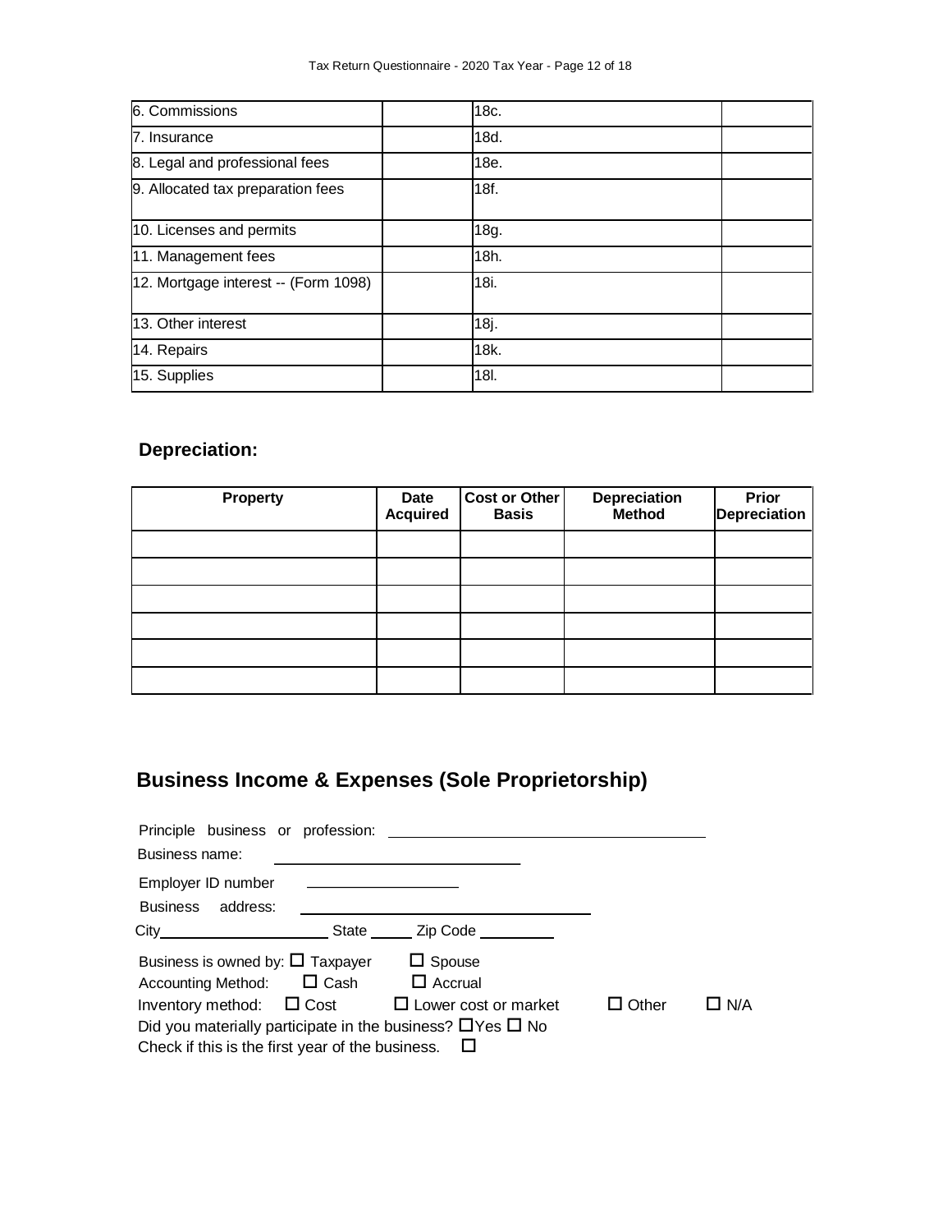| 6. Commissions | | 18c. | |
|---|---|---|---|
| 7. Insurance | | 18d. | |
| 8. Legal and professional fees | | 18e. | |
| 9. Allocated tax preparation fees | | 18f. | |
| 10. Licenses and permits | | 18g. | |
| 11. Management fees | | 18h. | |
| 12. Mortgage interest -- (Form 1098) | | 18i. | |
| 13. Other interest | | 18j. | |
| 14. Repairs | | 18k. | |
| 15. Supplies | | 18l. | |

**Depreciation:**

| Property | Date Acquired | Cost or Other Basis | Depreciation Method | Prior Depreciation |
|---|---|---|---|---|
| | | | | |
| | | | | |
| | | | | |
| | | | | |
| | | | | |
| | | | | |

## Business Income & Expenses (Sole Proprietorship)

Principle business or profession: ________________________

Business name: ____________________

Employer ID number ____________

Business address: ________________________

City____________ State _____ Zip Code _________

Business is owned by: ☐ Taxpayer ☐ Spouse

Accounting Method: ☐ Cash ☐ Accrual

Inventory method: ☐ Cost ☐ Lower cost or market ☐ Other ☐ N/A

Did you materially participate in the business? ☐Yes ☐ No

Check if this is the first year of the business. ☐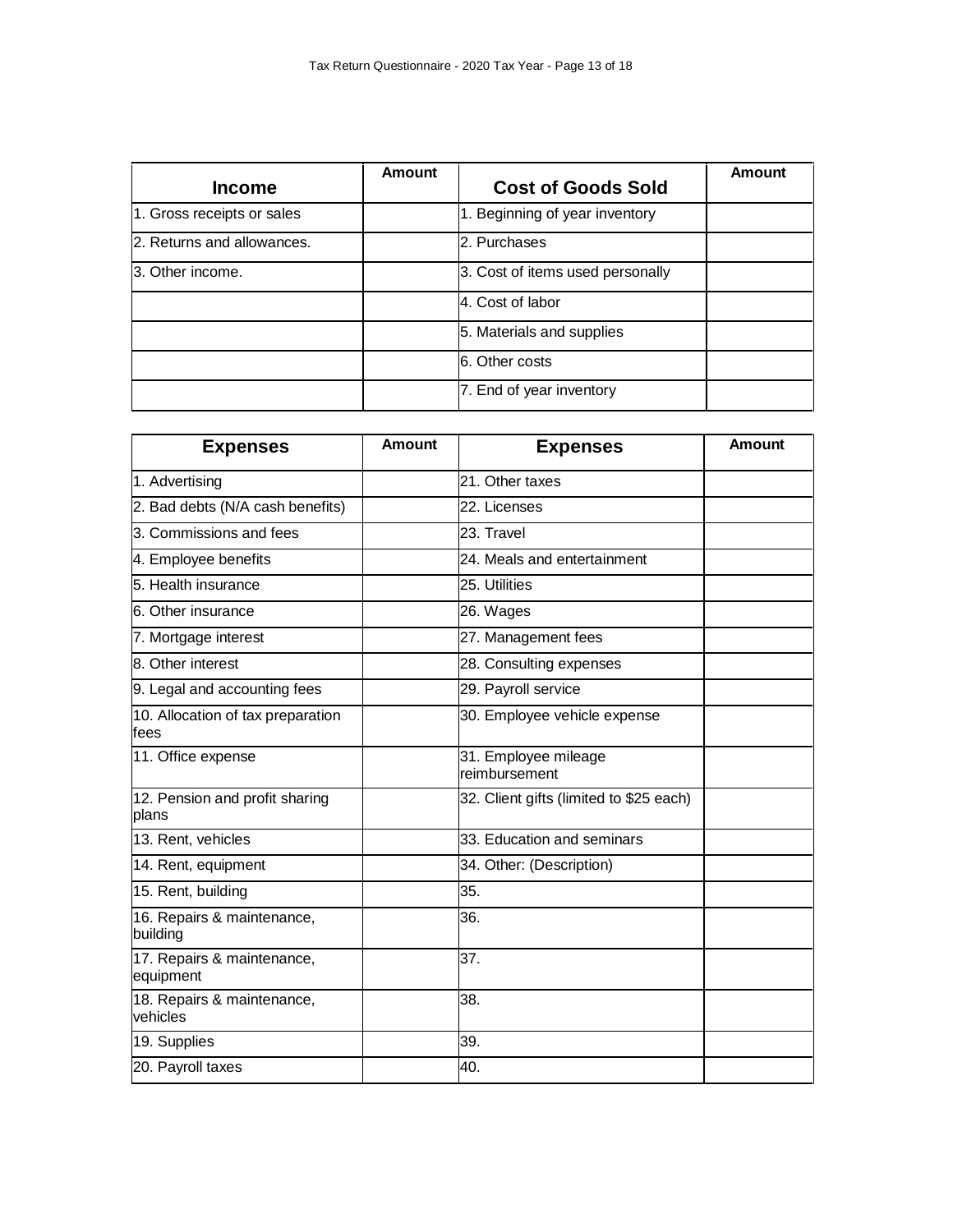| Income | Amount | Cost of Goods Sold | Amount |
|---|---|---|---|
| 1. Gross receipts or sales | | 1. Beginning of year inventory | |
| 2. Returns and allowances. | | 2. Purchases | |
| 3. Other income. | | 3. Cost of items used personally | |
| | | 4. Cost of labor | |
| | | 5. Materials and supplies | |
| | | 6. Other costs | |
| | | 7. End of year inventory | |

| Expenses | Amount | Expenses | Amount |
|---|---|---|---|
| 1. Advertising | | 21. Other taxes | |
| 2. Bad debts (N/A cash benefits) | | 22. Licenses | |
| 3. Commissions and fees | | 23. Travel | |
| 4. Employee benefits | | 24. Meals and entertainment | |
| 5. Health insurance | | 25. Utilities | |
| 6. Other insurance | | 26. Wages | |
| 7. Mortgage interest | | 27. Management fees | |
| 8. Other interest | | 28. Consulting expenses | |
| 9. Legal and accounting fees | | 29. Payroll service | |
| 10. Allocation of tax preparation fees | | 30. Employee vehicle expense | |
| 11. Office expense | | 31. Employee mileage reimbursement | |
| 12. Pension and profit sharing plans | | 32. Client gifts (limited to $25 each) | |
| 13. Rent, vehicles | | 33. Education and seminars | |
| 14. Rent, equipment | | 34. Other: (Description) | |
| 15. Rent, building | | 35. | |
| 16. Repairs & maintenance, building | | 36. | |
| 17. Repairs & maintenance, equipment | | 37. | |
| 18. Repairs & maintenance, vehicles | | 38. | |
| 19. Supplies | | 39. | |
| 20. Payroll taxes | | 40. | |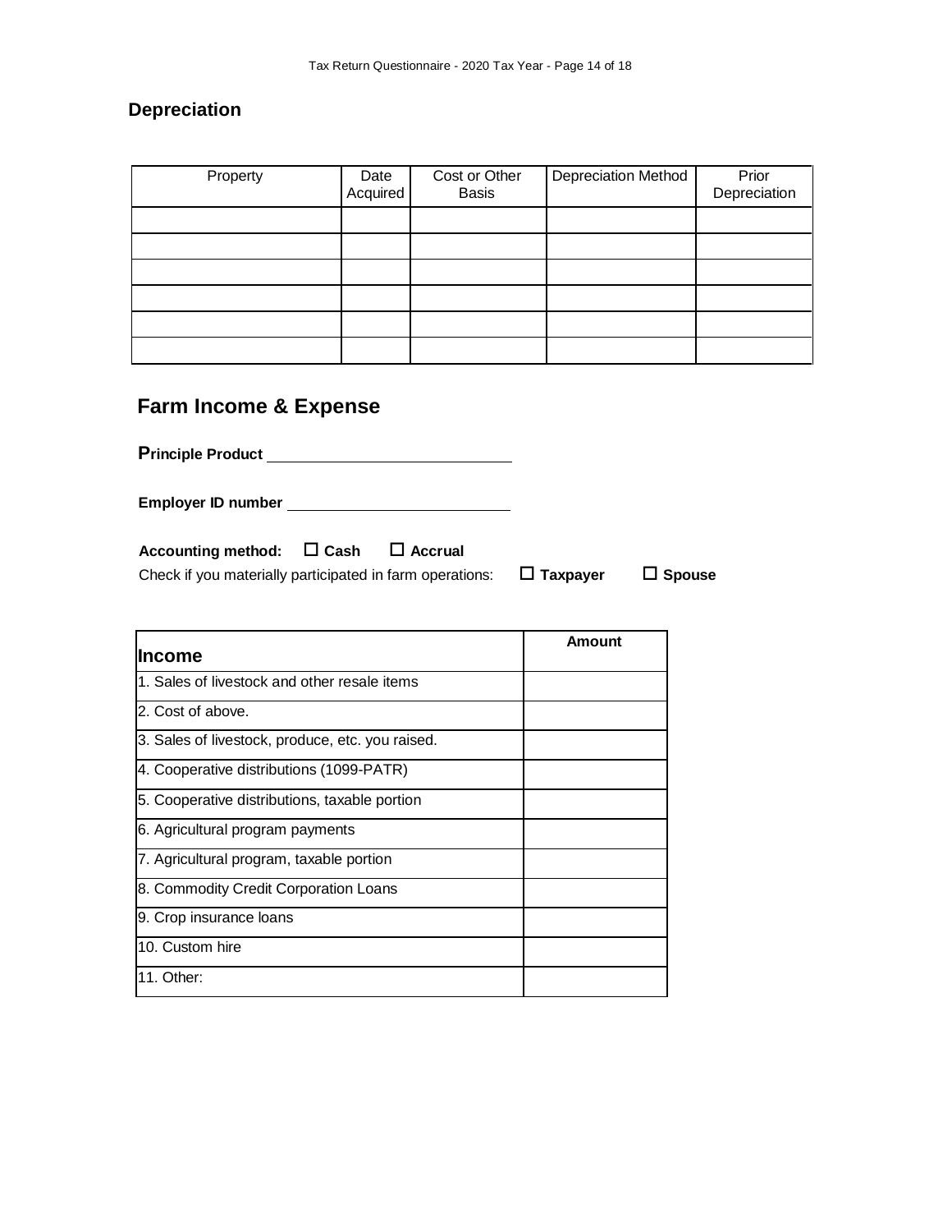## Depreciation

| Property | Date Acquired | Cost or Other Basis | Depreciation Method | Prior Depreciation |
|---|---|---|---|---|
| | | | | |
| | | | | |
| | | | | |
| | | | | |
| | | | | |
| | | | | |

## Farm Income & Expense

**Principle Product** ____________________________

**Employer ID number** __________________________

**Accounting method:** ☐ **Cash** ☐ **Accrual**

Check if you materially participated in farm operations: ☐ **Taxpayer** ☐ **Spouse**

| **Income** | **Amount** |
|---|---|
| 1. Sales of livestock and other resale items | |
| 2. Cost of above. | |
| 3. Sales of livestock, produce, etc. you raised. | |
| 4. Cooperative distributions (1099-PATR) | |
| 5. Cooperative distributions, taxable portion | |
| 6. Agricultural program payments | |
| 7. Agricultural program, taxable portion | |
| 8. Commodity Credit Corporation Loans | |
| 9. Crop insurance loans | |
| 10. Custom hire | |
| 11. Other: | |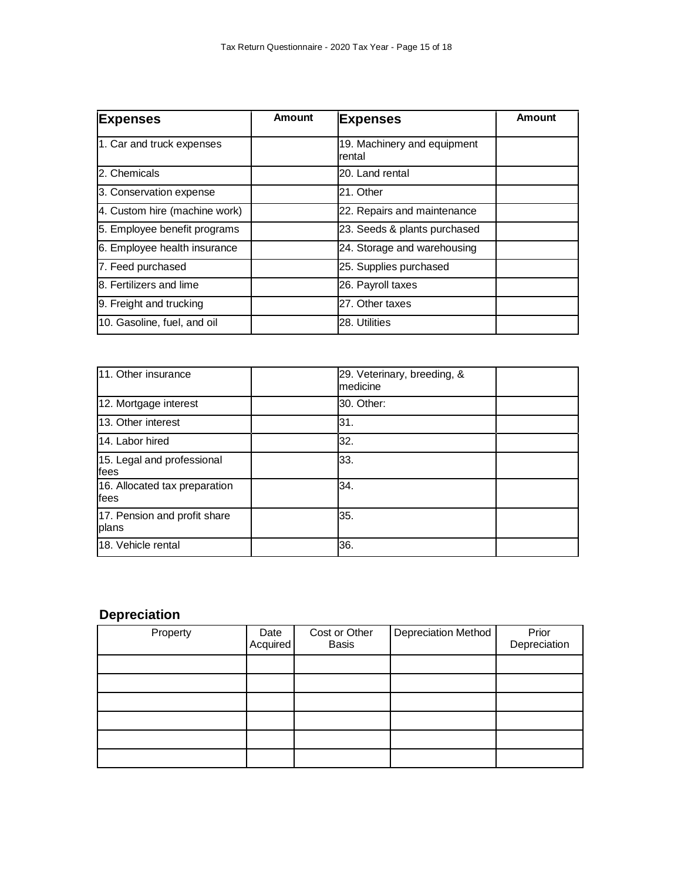| Expenses | Amount | Expenses | Amount |
|---|---|---|---|
| 1. Car and truck expenses | | 19. Machinery and equipment rental | |
| 2. Chemicals | | 20. Land rental | |
| 3. Conservation expense | | 21. Other | |
| 4. Custom hire (machine work) | | 22. Repairs and maintenance | |
| 5. Employee benefit programs | | 23. Seeds & plants purchased | |
| 6. Employee health insurance | | 24. Storage and warehousing | |
| 7. Feed purchased | | 25. Supplies purchased | |
| 8. Fertilizers and lime | | 26. Payroll taxes | |
| 9. Freight and trucking | | 27. Other taxes | |
| 10. Gasoline, fuel, and oil | | 28. Utilities | |
| 11. Other insurance | | 29. Veterinary, breeding, & medicine | |
| 12. Mortgage interest | | 30. Other: | |
| 13. Other interest | | 31. | |
| 14. Labor hired | | 32. | |
| 15. Legal and professional fees | | 33. | |
| 16. Allocated tax preparation fees | | 34. | |
| 17. Pension and profit share plans | | 35. | |
| 18. Vehicle rental | | 36. | |

## Depreciation

| Property | Date Acquired | Cost or Other Basis | Depreciation Method | Prior Depreciation |
|---|---|---|---|---|
| | | | | |
| | | | | |
| | | | | |
| | | | | |
| | | | | |
| | | | | |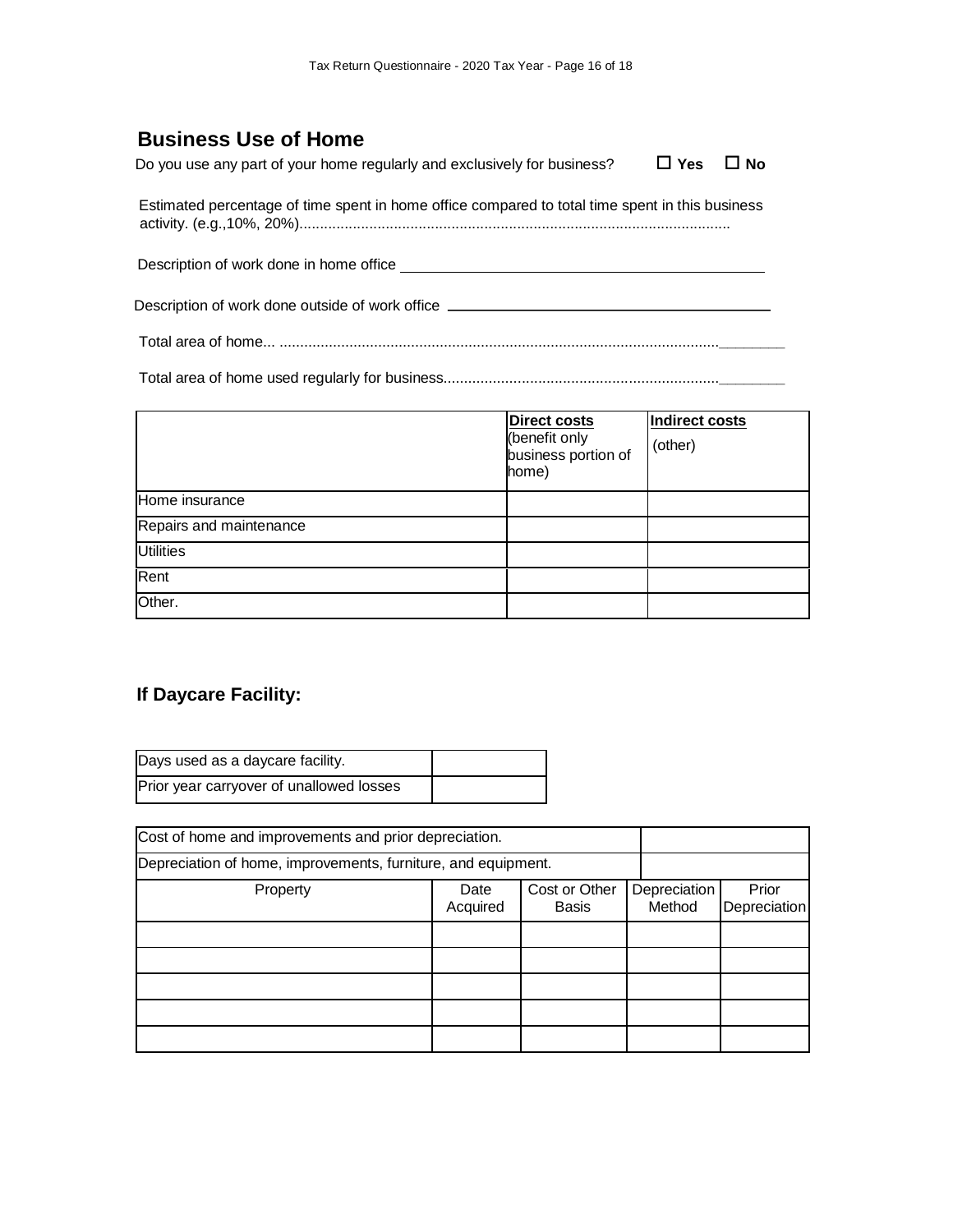## Business Use of Home

Do you use any part of your home regularly and exclusively for business? ☐ **Yes** ☐ **No**

Estimated percentage of time spent in home office compared to total time spent in this business activity. (e.g.,10%, 20%)..........................................................................................................

Description of work done in home office ______________________________________________

Description of work done outside of work office ________________________________________

Total area of home... ..........................................................................................................________

Total area of home used regularly for business..................................................................________

| | **Direct costs** (benefit only business portion of home) | **Indirect costs** (other) |
|---|---|---|
| Home insurance | | |
| Repairs and maintenance | | |
| Utilities | | |
| Rent | | |
| Other. | | |

### If Daycare Facility:

| Days used as a daycare facility. | |
|---|---|
| Prior year carryover of unallowed losses | |

| Cost of home and improvements and prior depreciation. | | | | |
|---|---|---|---|---|
| Depreciation of home, improvements, furniture, and equipment. | | | | |
| Property | Date Acquired | Cost or Other Basis | Depreciation Method | Prior Depreciation |
| | | | | |
| | | | | |
| | | | | |
| | | | | |
| | | | | |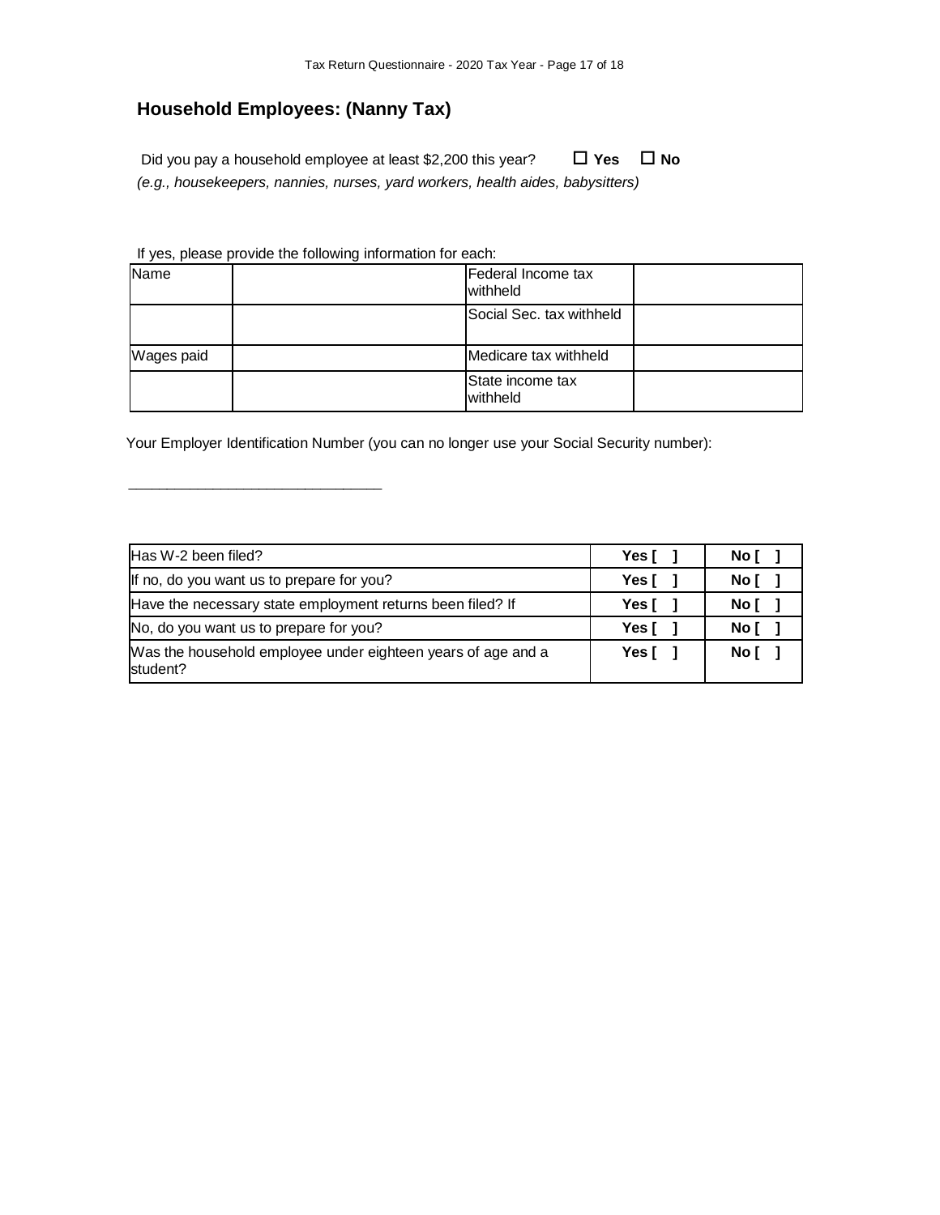## Household Employees: (Nanny Tax)

Did you pay a household employee at least $2,200 this year? ☐ **Yes** ☐ **No**

*(e.g., housekeepers, nannies, nurses, yard workers, health aides, babysitters)*

If yes, please provide the following information for each:

| Name | | Federal Income tax withheld | |
|---|---|---|---|
| | | Social Sec. tax withheld | |
| Wages paid | | Medicare tax withheld | |
| | | State income tax withheld | |

Your Employer Identification Number (you can no longer use your Social Security number):

_______________________________

| | | |
|---|---|---|
| Has W-2 been filed? | **Yes [ ]** | **No [ ]** |
| If no, do you want us to prepare for you? | **Yes [ ]** | **No [ ]** |
| Have the necessary state employment returns been filed? If | **Yes [ ]** | **No [ ]** |
| No, do you want us to prepare for you? | **Yes [ ]** | **No [ ]** |
| Was the household employee under eighteen years of age and a student? | **Yes [ ]** | **No [ ]** |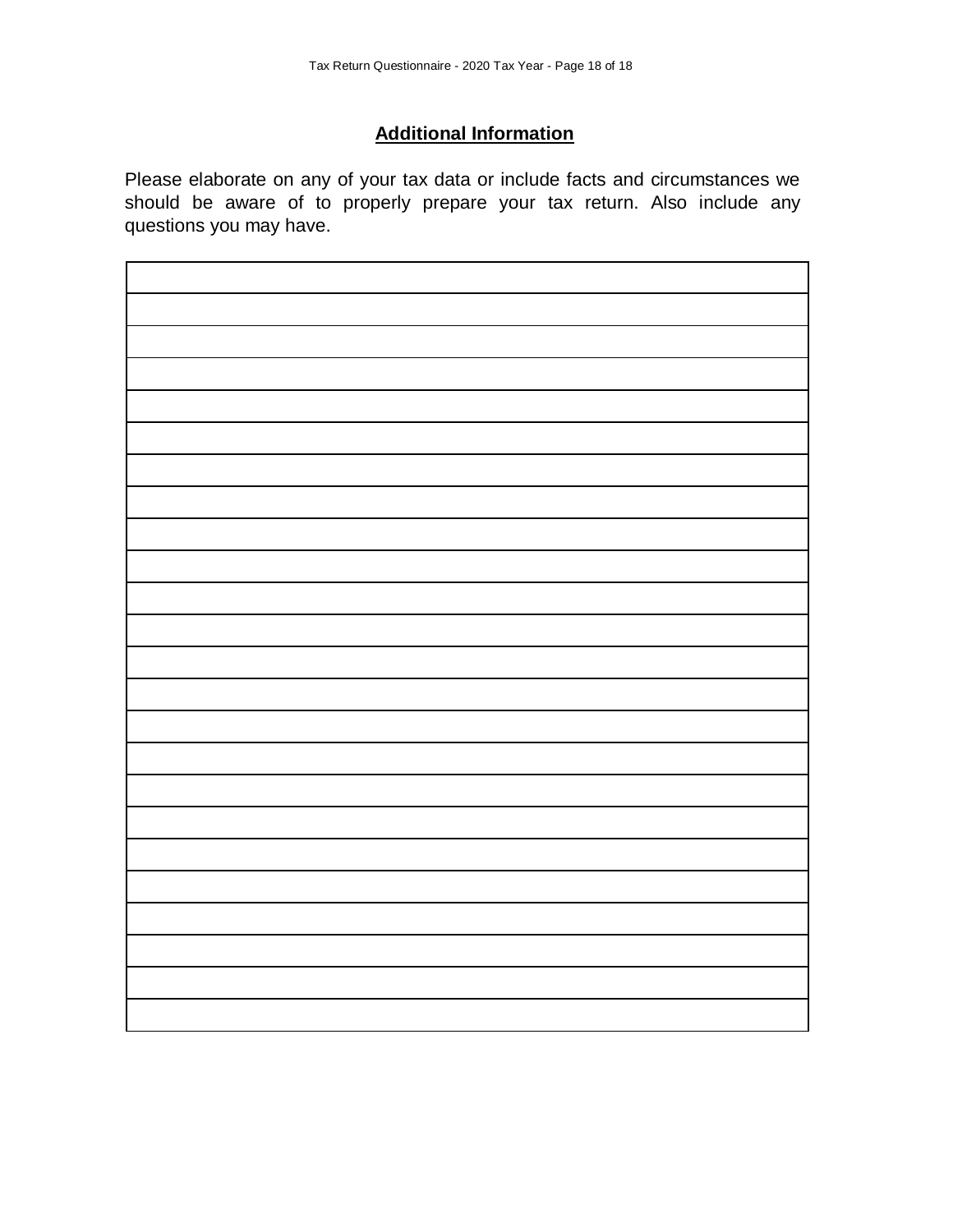## Additional Information

Please elaborate on any of your tax data or include facts and circumstances we should be aware of to properly prepare your tax return. Also include any questions you may have.

| |
|---|
| |
| |
| |
| |
| |
| |
| |
| |
| |
| |
| |
| |
| |
| |
| |
| |
| |
| |
| |
| |
| |
| |
| |